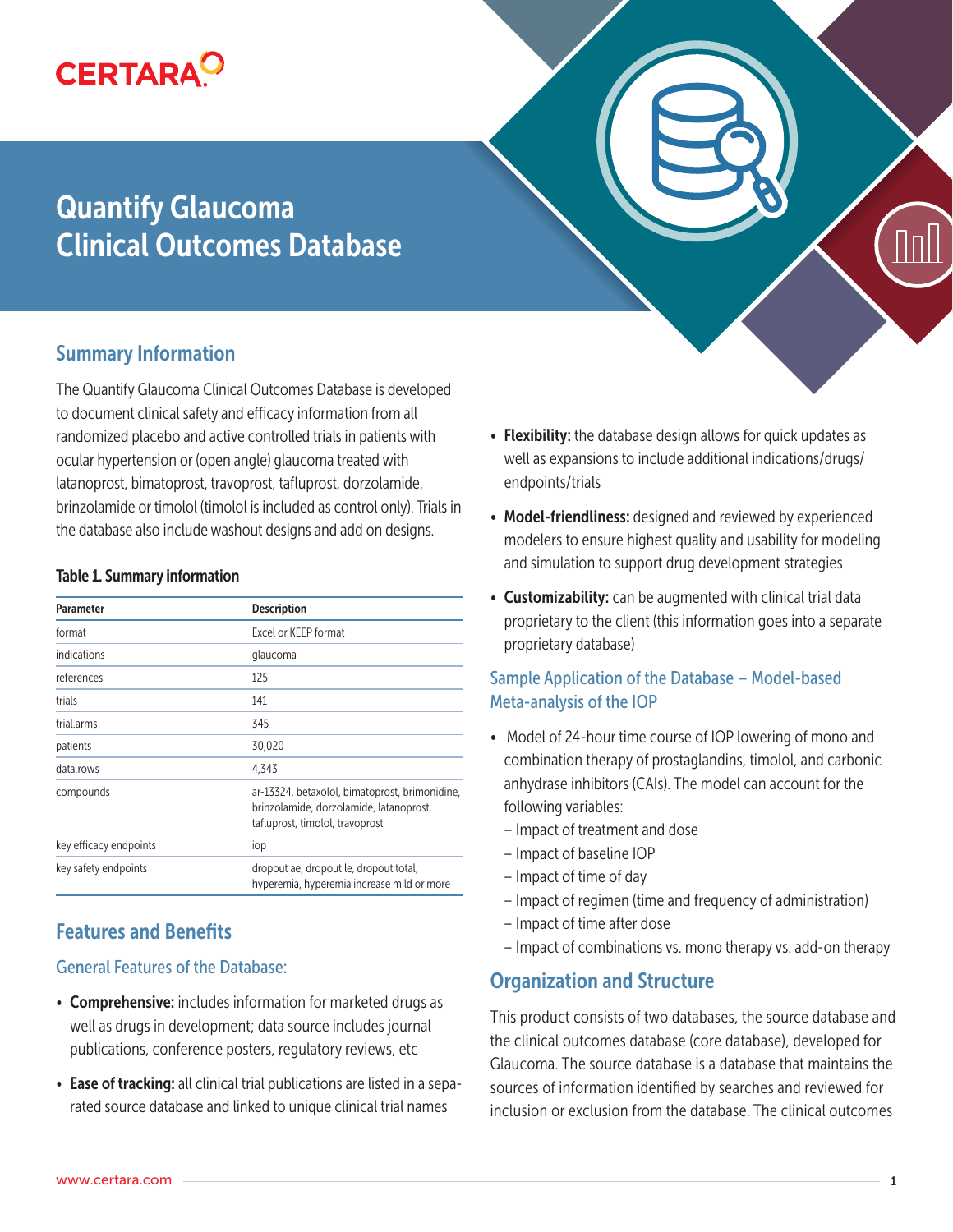# Quantify Glaucoma Clinical Outcomes Database

## Summary Information

The Quantify Glaucoma Clinical Outcomes Database is developed to document clinical safety and efficacy information from all randomized placebo and active controlled trials in patients with ocular hypertension or (open angle) glaucoma treated with latanoprost, bimatoprost, travoprost, tafluprost, dorzolamide, brinzolamide or timolol (timolol is included as control only). Trials in the database also include washout designs and add on designs.

**Table 1. Summary information**

| Parameter | Description |
| --- | --- |
| format | Excel or KEEP format |
| indications | glaucoma |
| references | 125 |
| trials | 141 |
| trial.arms | 345 |
| patients | 30,020 |
| data.rows | 4,343 |
| compounds | ar-13324, betaxolol, bimatoprost, brimonidine, brinzolamide, dorzolamide, latanoprost, tafluprost, timolol, travoprost |
| key efficacy endpoints | iop |
| key safety endpoints | dropout ae, dropout le, dropout total, hyperemia, hyperemia increase mild or more |

## Features and Benefits

### General Features of the Database:

- **Comprehensive:** includes information for marketed drugs as well as drugs in development; data source includes journal publications, conference posters, regulatory reviews, etc
- **Ease of tracking:** all clinical trial publications are listed in a separated source database and linked to unique clinical trial names
- **Flexibility:** the database design allows for quick updates as well as expansions to include additional indications/drugs/endpoints/trials
- **Model-friendliness:** designed and reviewed by experienced modelers to ensure highest quality and usability for modeling and simulation to support drug development strategies
- **Customizability:** can be augmented with clinical trial data proprietary to the client (this information goes into a separate proprietary database)

### Sample Application of the Database – Model-based Meta-analysis of the IOP

- Model of 24-hour time course of IOP lowering of mono and combination therapy of prostaglandins, timolol, and carbonic anhydrase inhibitors (CAIs). The model can account for the following variables:
  - Impact of treatment and dose
  - Impact of baseline IOP
  - Impact of time of day
  - Impact of regimen (time and frequency of administration)
  - Impact of time after dose
  - Impact of combinations vs. mono therapy vs. add-on therapy

## Organization and Structure

This product consists of two databases, the source database and the clinical outcomes database (core database), developed for Glaucoma. The source database is a database that maintains the sources of information identified by searches and reviewed for inclusion or exclusion from the database. The clinical outcomes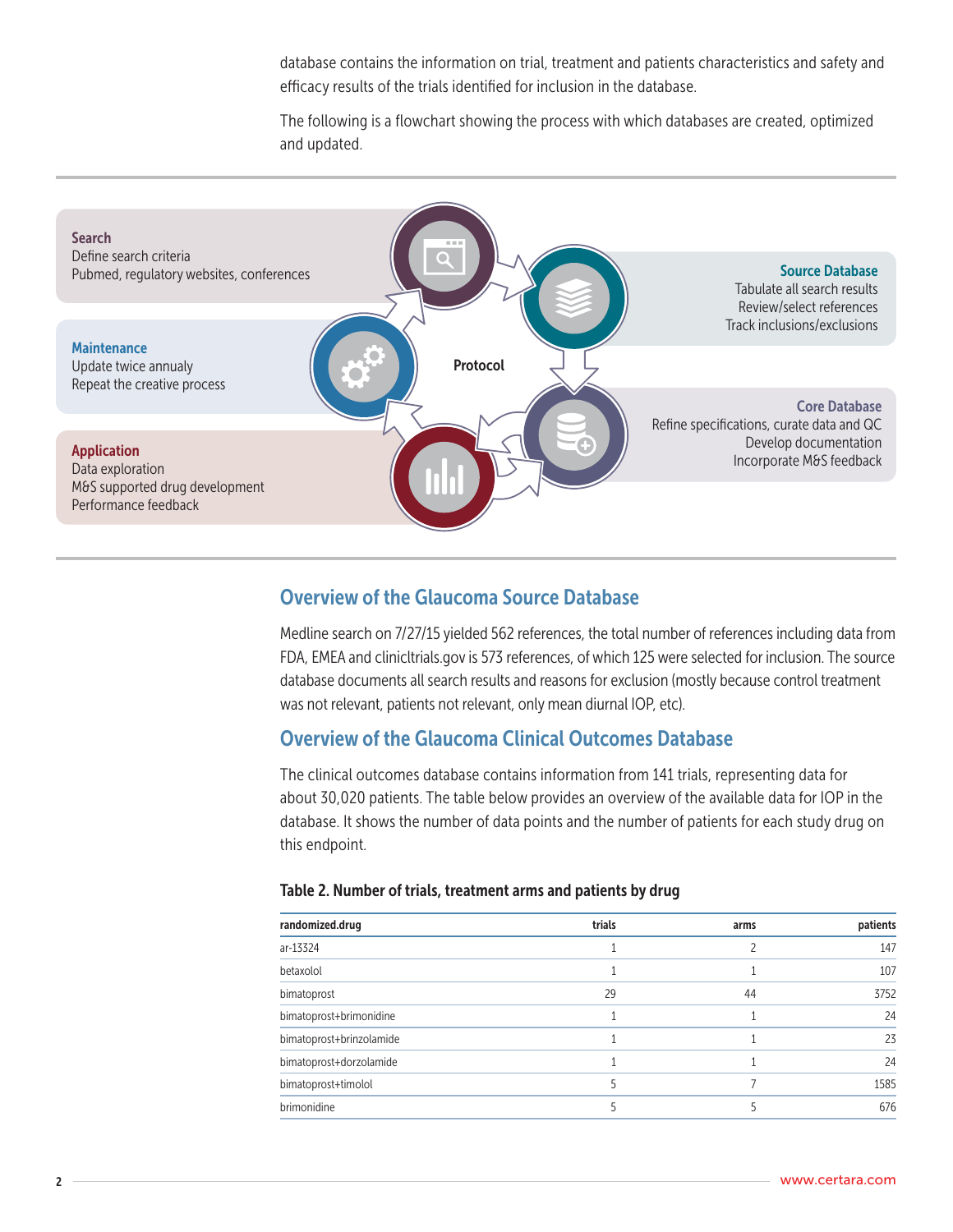database contains the information on trial, treatment and patients characteristics and safety and efficacy results of the trials identified for inclusion in the database.

The following is a flowchart showing the process with which databases are created, optimized and updated.

**Search**
Define search criteria
Pubmed, regulatory websites, conferences

**Source Database**
Tabulate all search results
Review/select references
Track inclusions/exclusions

**Maintenance**
Update twice annualy
Repeat the creative process

**Protocol**

**Core Database**
Refine specifications, curate data and QC
Develop documentation
Incorporate M&S feedback

**Application**
Data exploration
M&S supported drug development
Performance feedback

## Overview of the Glaucoma Source Database

Medline search on 7/27/15 yielded 562 references, the total number of references including data from FDA, EMEA and clinicltrials.gov is 573 references, of which 125 were selected for inclusion. The source database documents all search results and reasons for exclusion (mostly because control treatment was not relevant, patients not relevant, only mean diurnal IOP, etc).

## Overview of the Glaucoma Clinical Outcomes Database

The clinical outcomes database contains information from 141 trials, representing data for about 30,020 patients. The table below provides an overview of the available data for IOP in the database. It shows the number of data points and the number of patients for each study drug on this endpoint.

**Table 2. Number of trials, treatment arms and patients by drug**

| randomized.drug | trials | arms | patients |
|---|---|---|---|
| ar-13324 | 1 | 2 | 147 |
| betaxolol | 1 | 1 | 107 |
| bimatoprost | 29 | 44 | 3752 |
| bimatoprost+brimonidine | 1 | 1 | 24 |
| bimatoprost+brinzolamide | 1 | 1 | 23 |
| bimatoprost+dorzolamide | 1 | 1 | 24 |
| bimatoprost+timolol | 5 | 7 | 1585 |
| brimonidine | 5 | 5 | 676 |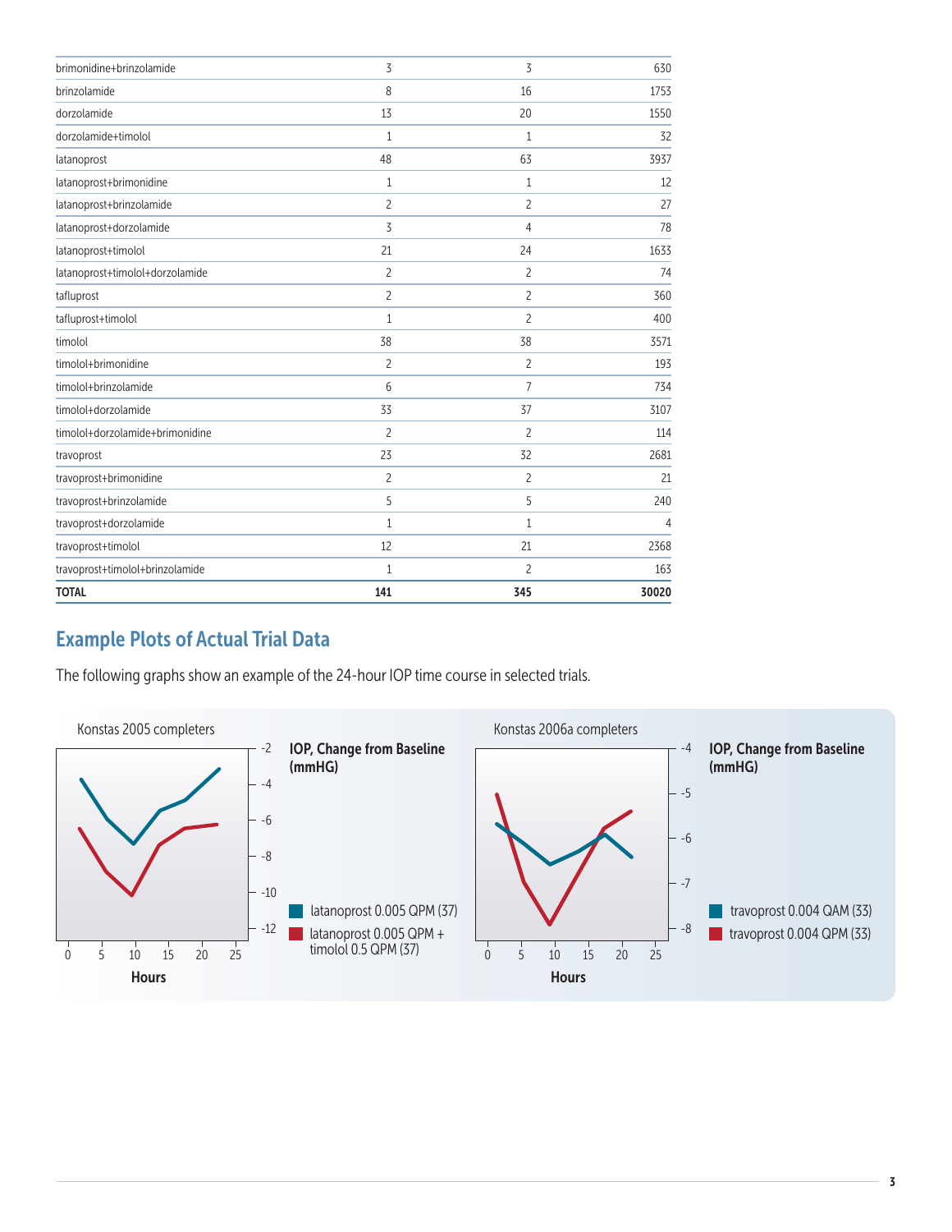| | | | |
|---|---|---|---|
| brimonidine+brinzolamide | 3 | 3 | 630 |
| brinzolamide | 8 | 16 | 1753 |
| dorzolamide | 13 | 20 | 1550 |
| dorzolamide+timolol | 1 | 1 | 32 |
| latanoprost | 48 | 63 | 3937 |
| latanoprost+brimonidine | 1 | 1 | 12 |
| latanoprost+brinzolamide | 2 | 2 | 27 |
| latanoprost+dorzolamide | 3 | 4 | 78 |
| latanoprost+timolol | 21 | 24 | 1633 |
| latanoprost+timolol+dorzolamide | 2 | 2 | 74 |
| tafluprost | 2 | 2 | 360 |
| tafluprost+timolol | 1 | 2 | 400 |
| timolol | 38 | 38 | 3571 |
| timolol+brimonidine | 2 | 2 | 193 |
| timolol+brinzolamide | 6 | 7 | 734 |
| timolol+dorzolamide | 33 | 37 | 3107 |
| timolol+dorzolamide+brimonidine | 2 | 2 | 114 |
| travoprost | 23 | 32 | 2681 |
| travoprost+brimonidine | 2 | 2 | 21 |
| travoprost+brinzolamide | 5 | 5 | 240 |
| travoprost+dorzolamide | 1 | 1 | 4 |
| travoprost+timolol | 12 | 21 | 2368 |
| travoprost+timolol+brinzolamide | 1 | 2 | 163 |
| **TOTAL** | **141** | **345** | **30020** |

## Example Plots of Actual Trial Data

The following graphs show an example of the 24-hour IOP time course in selected trials.

Konstas 2005 completers

**IOP, Change from Baseline (mmHG)**

latanoprost 0.005 QPM (37)

latanoprost 0.005 QPM + timolol 0.5 QPM (37)

**Hours**

Konstas 2006a completers

**IOP, Change from Baseline (mmHG)**

travoprost 0.004 QAM (33)

travoprost 0.004 QPM (33)

**Hours**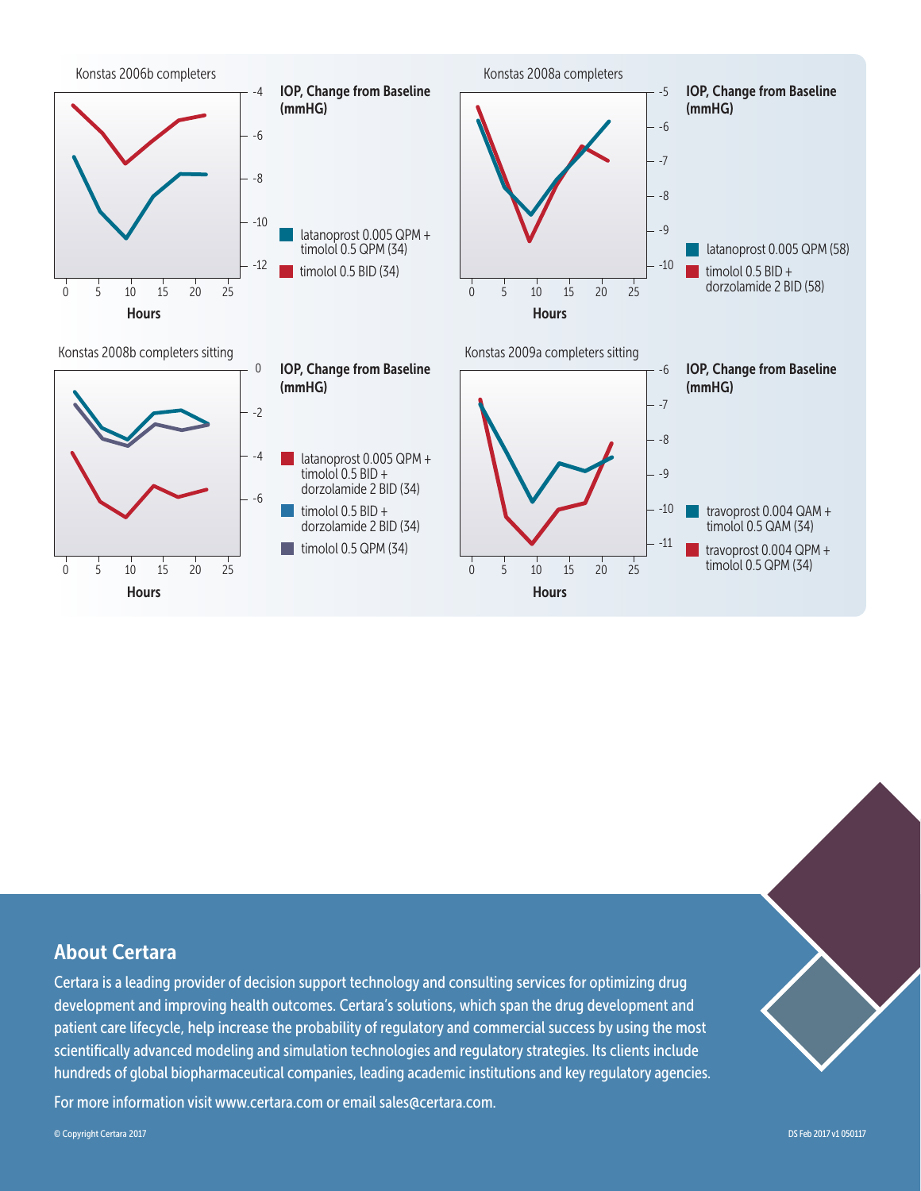Konstas 2006b completers

IOP, Change from Baseline (mmHG)

-4
-6
-8
-10
-12

0 5 10 15 20 25

Hours

latanoprost 0.005 QPM + timolol 0.5 QPM (34)

timolol 0.5 BID (34)

Konstas 2008a completers

IOP, Change from Baseline (mmHG)

-5
-6
-7
-8
-9
-10

0 5 10 15 20 25

Hours

latanoprost 0.005 QPM (58)

timolol 0.5 BID + dorzolamide 2 BID (58)

Konstas 2008b completers sitting

IOP, Change from Baseline (mmHG)

0
-2
-4
-6

0 5 10 15 20 25

Hours

latanoprost 0.005 QPM + timolol 0.5 BID + dorzolamide 2 BID (34)

timolol 0.5 BID + dorzolamide 2 BID (34)

timolol 0.5 QPM (34)

Konstas 2009a completers sitting

IOP, Change from Baseline (mmHG)

-6
-7
-8
-9
-10
-11

0 5 10 15 20 25

Hours

travoprost 0.004 QAM + timolol 0.5 QAM (34)

travoprost 0.004 QPM + timolol 0.5 QPM (34)

## About Certara

Certara is a leading provider of decision support technology and consulting services for optimizing drug development and improving health outcomes. Certara's solutions, which span the drug development and patient care lifecycle, help increase the probability of regulatory and commercial success by using the most scientifically advanced modeling and simulation technologies and regulatory strategies. Its clients include hundreds of global biopharmaceutical companies, leading academic institutions and key regulatory agencies.

For more information visit www.certara.com or email sales@certara.com.

© Copyright Certara 2017

DS Feb 2017 v1 050117